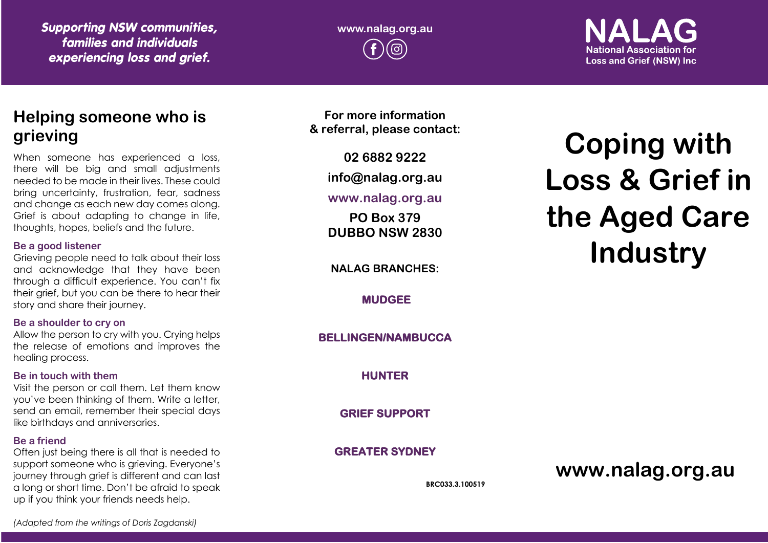*Supporting NSW communities, families and individuals experiencing loss and grief.*

www.nalag.org.au

**NALAG**
National Association for Loss and Grief (NSW) Inc

## Helping someone who is grieving

When someone has experienced a loss, there will be big and small adjustments needed to be made in their lives. These could bring uncertainty, frustration, fear, sadness and change as each new day comes along. Grief is about adapting to change in life, thoughts, hopes, beliefs and the future.

### Be a good listener

Grieving people need to talk about their loss and acknowledge that they have been through a difficult experience. You can't fix their grief, but you can be there to hear their story and share their journey.

### Be a shoulder to cry on

Allow the person to cry with you. Crying helps the release of emotions and improves the healing process.

### Be in touch with them

Visit the person or call them. Let them know you've been thinking of them. Write a letter, send an email, remember their special days like birthdays and anniversaries.

### Be a friend

Often just being there is all that is needed to support someone who is grieving. Everyone's journey through grief is different and can last a long or short time. Don't be afraid to speak up if you think your friends needs help.

*(Adapted from the writings of Doris Zagdanski)*

**For more information & referral, please contact:**

**02 6882 9222**

**info@nalag.org.au**

**www.nalag.org.au**

**PO Box 379**
**DUBBO NSW 2830**

**NALAG BRANCHES:**

**MUDGEE**

**BELLINGEN/NAMBUCCA**

**HUNTER**

**GRIEF SUPPORT**

**GREATER SYDNEY**

BRC033.3.100519

# Coping with Loss & Grief in the Aged Care Industry

**www.nalag.org.au**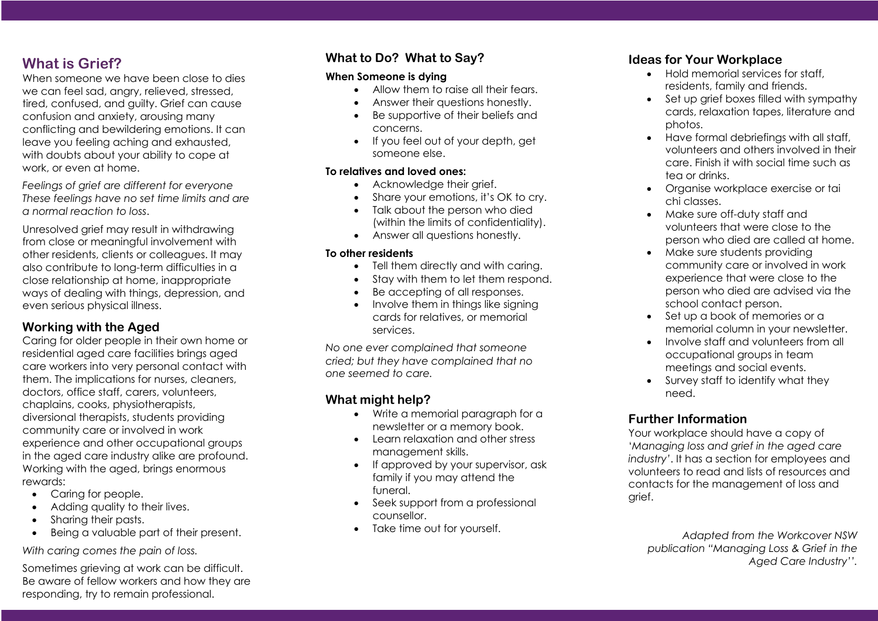## What is Grief?

When someone we have been close to dies we can feel sad, angry, relieved, stressed, tired, confused, and guilty. Grief can cause confusion and anxiety, arousing many conflicting and bewildering emotions. It can leave you feeling aching and exhausted, with doubts about your ability to cope at work, or even at home.

*Feelings of grief are different for everyone These feelings have no set time limits and are a normal reaction to loss.*

Unresolved grief may result in withdrawing from close or meaningful involvement with other residents, clients or colleagues. It may also contribute to long-term difficulties in a close relationship at home, inappropriate ways of dealing with things, depression, and even serious physical illness.

## Working with the Aged

Caring for older people in their own home or residential aged care facilities brings aged care workers into very personal contact with them. The implications for nurses, cleaners, doctors, office staff, carers, volunteers, chaplains, cooks, physiotherapists, diversional therapists, students providing community care or involved in work experience and other occupational groups in the aged care industry alike are profound. Working with the aged, brings enormous rewards:

- Caring for people.
- Adding quality to their lives.
- Sharing their pasts.
- Being a valuable part of their present.

*With caring comes the pain of loss.*

Sometimes grieving at work can be difficult. Be aware of fellow workers and how they are responding, try to remain professional.

## What to Do? What to Say?

**When Someone is dying**

- Allow them to raise all their fears.
- Answer their questions honestly.
- Be supportive of their beliefs and concerns.
- If you feel out of your depth, get someone else.

**To relatives and loved ones:**

- Acknowledge their grief.
- Share your emotions, it's OK to cry.
- Talk about the person who died (within the limits of confidentiality).
- Answer all questions honestly.

**To other residents**

- Tell them directly and with caring.
- Stay with them to let them respond.
- Be accepting of all responses.
- Involve them in things like signing cards for relatives, or memorial services.

*No one ever complained that someone cried; but they have complained that no one seemed to care.*

## What might help?

- Write a memorial paragraph for a newsletter or a memory book.
- Learn relaxation and other stress management skills.
- If approved by your supervisor, ask family if you may attend the funeral.
- Seek support from a professional counsellor.
- Take time out for yourself.

## Ideas for Your Workplace

- Hold memorial services for staff, residents, family and friends.
- Set up grief boxes filled with sympathy cards, relaxation tapes, literature and photos.
- Have formal debriefings with all staff, volunteers and others involved in their care. Finish it with social time such as tea or drinks.
- Organise workplace exercise or tai chi classes.
- Make sure off-duty staff and volunteers that were close to the person who died are called at home.
- Make sure students providing community care or involved in work experience that were close to the person who died are advised via the school contact person.
- Set up a book of memories or a memorial column in your newsletter.
- Involve staff and volunteers from all occupational groups in team meetings and social events.
- Survey staff to identify what they need.

## Further Information

Your workplace should have a copy of '*Managing loss and grief in the aged care industry*'. It has a section for employees and volunteers to read and lists of resources and contacts for the management of loss and grief.

*Adapted from the Workcover NSW publication "Managing Loss & Grief in the Aged Care Industry''.*